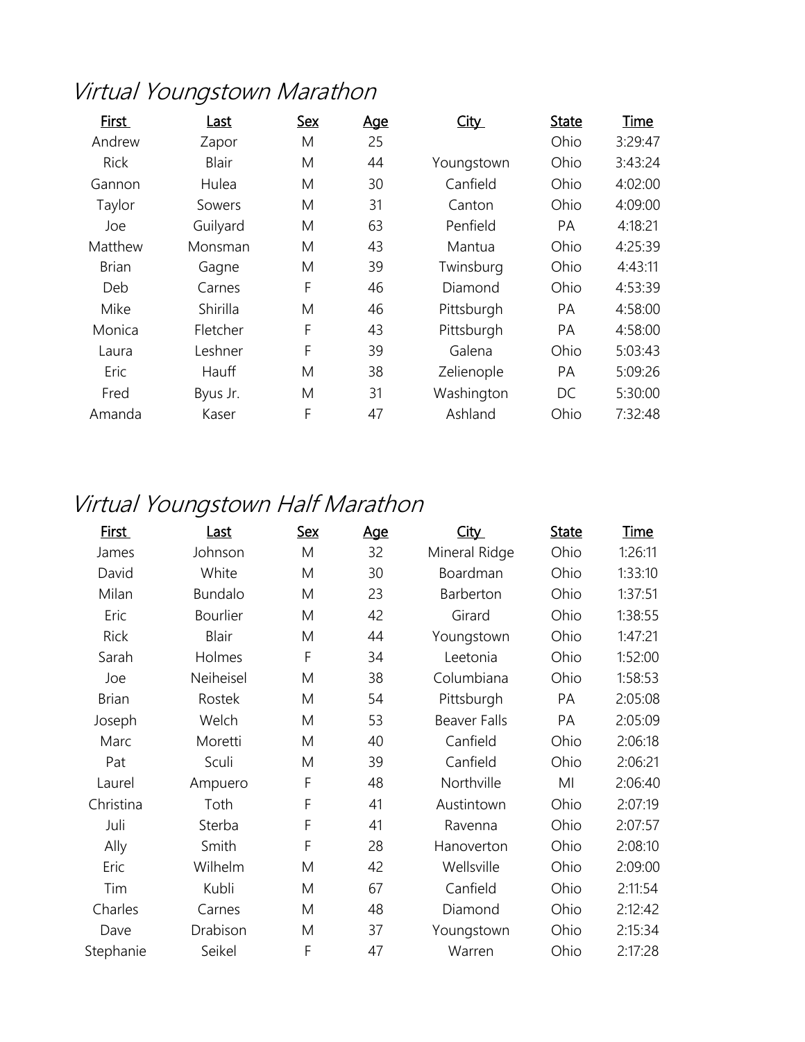## *Virtual Youngstown Marathon*

| First | Last | Sex | Age | City | State | Time |
|---|---|---|---|---|---|---|
| Andrew | Zapor | M | 25 | | Ohio | 3:29:47 |
| Rick | Blair | M | 44 | Youngstown | Ohio | 3:43:24 |
| Gannon | Hulea | M | 30 | Canfield | Ohio | 4:02:00 |
| Taylor | Sowers | M | 31 | Canton | Ohio | 4:09:00 |
| Joe | Guilyard | M | 63 | Penfield | PA | 4:18:21 |
| Matthew | Monsman | M | 43 | Mantua | Ohio | 4:25:39 |
| Brian | Gagne | M | 39 | Twinsburg | Ohio | 4:43:11 |
| Deb | Carnes | F | 46 | Diamond | Ohio | 4:53:39 |
| Mike | Shirilla | M | 46 | Pittsburgh | PA | 4:58:00 |
| Monica | Fletcher | F | 43 | Pittsburgh | PA | 4:58:00 |
| Laura | Leshner | F | 39 | Galena | Ohio | 5:03:43 |
| Eric | Hauff | M | 38 | Zelienople | PA | 5:09:26 |
| Fred | Byus Jr. | M | 31 | Washington | DC | 5:30:00 |
| Amanda | Kaser | F | 47 | Ashland | Ohio | 7:32:48 |

## *Virtual Youngstown Half Marathon*

| First | Last | Sex | Age | City | State | Time |
|---|---|---|---|---|---|---|
| James | Johnson | M | 32 | Mineral Ridge | Ohio | 1:26:11 |
| David | White | M | 30 | Boardman | Ohio | 1:33:10 |
| Milan | Bundalo | M | 23 | Barberton | Ohio | 1:37:51 |
| Eric | Bourlier | M | 42 | Girard | Ohio | 1:38:55 |
| Rick | Blair | M | 44 | Youngstown | Ohio | 1:47:21 |
| Sarah | Holmes | F | 34 | Leetonia | Ohio | 1:52:00 |
| Joe | Neiheisel | M | 38 | Columbiana | Ohio | 1:58:53 |
| Brian | Rostek | M | 54 | Pittsburgh | PA | 2:05:08 |
| Joseph | Welch | M | 53 | Beaver Falls | PA | 2:05:09 |
| Marc | Moretti | M | 40 | Canfield | Ohio | 2:06:18 |
| Pat | Sculi | M | 39 | Canfield | Ohio | 2:06:21 |
| Laurel | Ampuero | F | 48 | Northville | MI | 2:06:40 |
| Christina | Toth | F | 41 | Austintown | Ohio | 2:07:19 |
| Juli | Sterba | F | 41 | Ravenna | Ohio | 2:07:57 |
| Ally | Smith | F | 28 | Hanoverton | Ohio | 2:08:10 |
| Eric | Wilhelm | M | 42 | Wellsville | Ohio | 2:09:00 |
| Tim | Kubli | M | 67 | Canfield | Ohio | 2:11:54 |
| Charles | Carnes | M | 48 | Diamond | Ohio | 2:12:42 |
| Dave | Drabison | M | 37 | Youngstown | Ohio | 2:15:34 |
| Stephanie | Seikel | F | 47 | Warren | Ohio | 2:17:28 |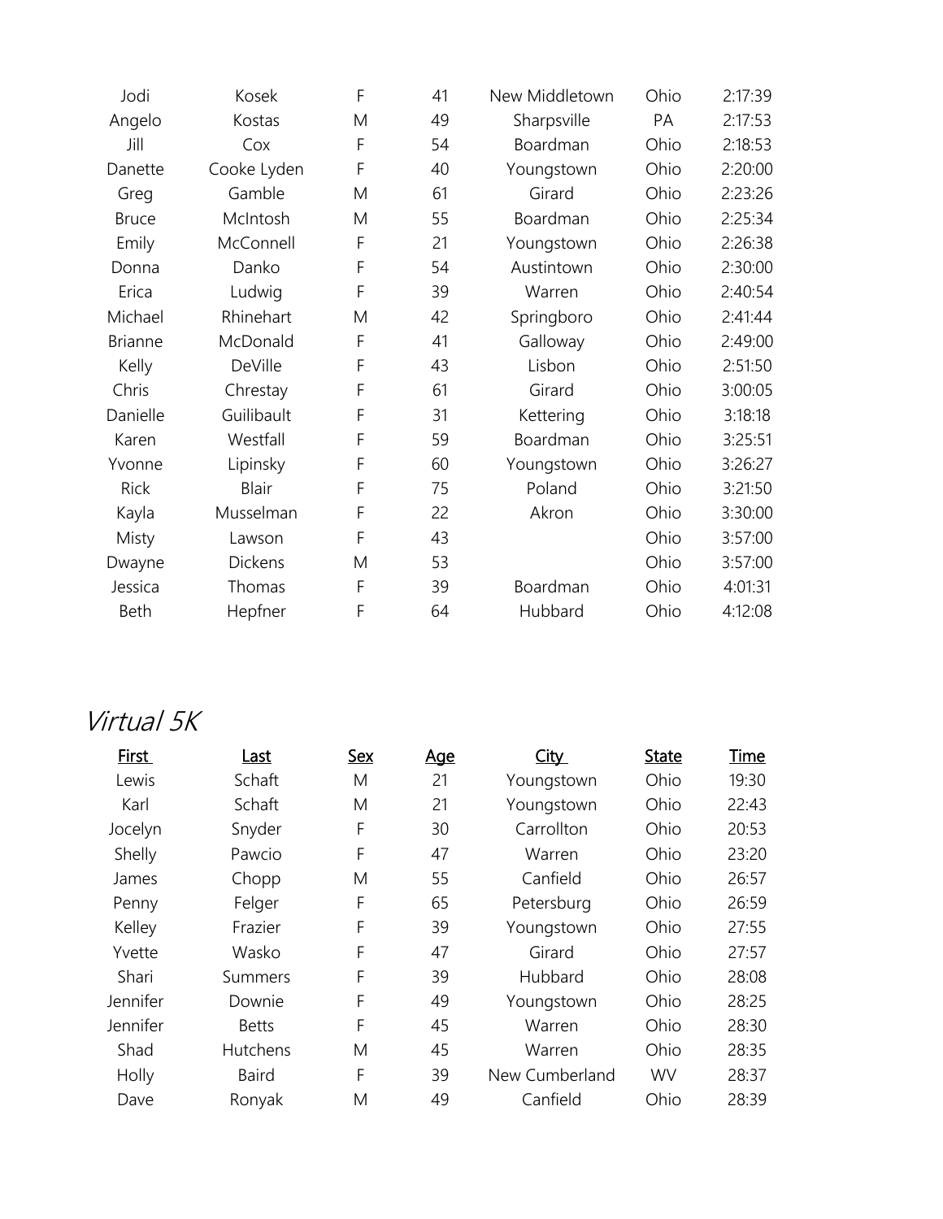| | | | | | | |
|---|---|---|---|---|---|---|
| Jodi | Kosek | F | 41 | New Middletown | Ohio | 2:17:39 |
| Angelo | Kostas | M | 49 | Sharpsville | PA | 2:17:53 |
| Jill | Cox | F | 54 | Boardman | Ohio | 2:18:53 |
| Danette | Cooke Lyden | F | 40 | Youngstown | Ohio | 2:20:00 |
| Greg | Gamble | M | 61 | Girard | Ohio | 2:23:26 |
| Bruce | McIntosh | M | 55 | Boardman | Ohio | 2:25:34 |
| Emily | McConnell | F | 21 | Youngstown | Ohio | 2:26:38 |
| Donna | Danko | F | 54 | Austintown | Ohio | 2:30:00 |
| Erica | Ludwig | F | 39 | Warren | Ohio | 2:40:54 |
| Michael | Rhinehart | M | 42 | Springboro | Ohio | 2:41:44 |
| Brianne | McDonald | F | 41 | Galloway | Ohio | 2:49:00 |
| Kelly | DeVille | F | 43 | Lisbon | Ohio | 2:51:50 |
| Chris | Chrestay | F | 61 | Girard | Ohio | 3:00:05 |
| Danielle | Guilibault | F | 31 | Kettering | Ohio | 3:18:18 |
| Karen | Westfall | F | 59 | Boardman | Ohio | 3:25:51 |
| Yvonne | Lipinsky | F | 60 | Youngstown | Ohio | 3:26:27 |
| Rick | Blair | F | 75 | Poland | Ohio | 3:21:50 |
| Kayla | Musselman | F | 22 | Akron | Ohio | 3:30:00 |
| Misty | Lawson | F | 43 | | Ohio | 3:57:00 |
| Dwayne | Dickens | M | 53 | | Ohio | 3:57:00 |
| Jessica | Thomas | F | 39 | Boardman | Ohio | 4:01:31 |
| Beth | Hepfner | F | 64 | Hubbard | Ohio | 4:12:08 |

## *Virtual 5K*

| First | Last | Sex | Age | City | State | Time |
|---|---|---|---|---|---|---|
| Lewis | Schaft | M | 21 | Youngstown | Ohio | 19:30 |
| Karl | Schaft | M | 21 | Youngstown | Ohio | 22:43 |
| Jocelyn | Snyder | F | 30 | Carrollton | Ohio | 20:53 |
| Shelly | Pawcio | F | 47 | Warren | Ohio | 23:20 |
| James | Chopp | M | 55 | Canfield | Ohio | 26:57 |
| Penny | Felger | F | 65 | Petersburg | Ohio | 26:59 |
| Kelley | Frazier | F | 39 | Youngstown | Ohio | 27:55 |
| Yvette | Wasko | F | 47 | Girard | Ohio | 27:57 |
| Shari | Summers | F | 39 | Hubbard | Ohio | 28:08 |
| Jennifer | Downie | F | 49 | Youngstown | Ohio | 28:25 |
| Jennifer | Betts | F | 45 | Warren | Ohio | 28:30 |
| Shad | Hutchens | M | 45 | Warren | Ohio | 28:35 |
| Holly | Baird | F | 39 | New Cumberland | WV | 28:37 |
| Dave | Ronyak | M | 49 | Canfield | Ohio | 28:39 |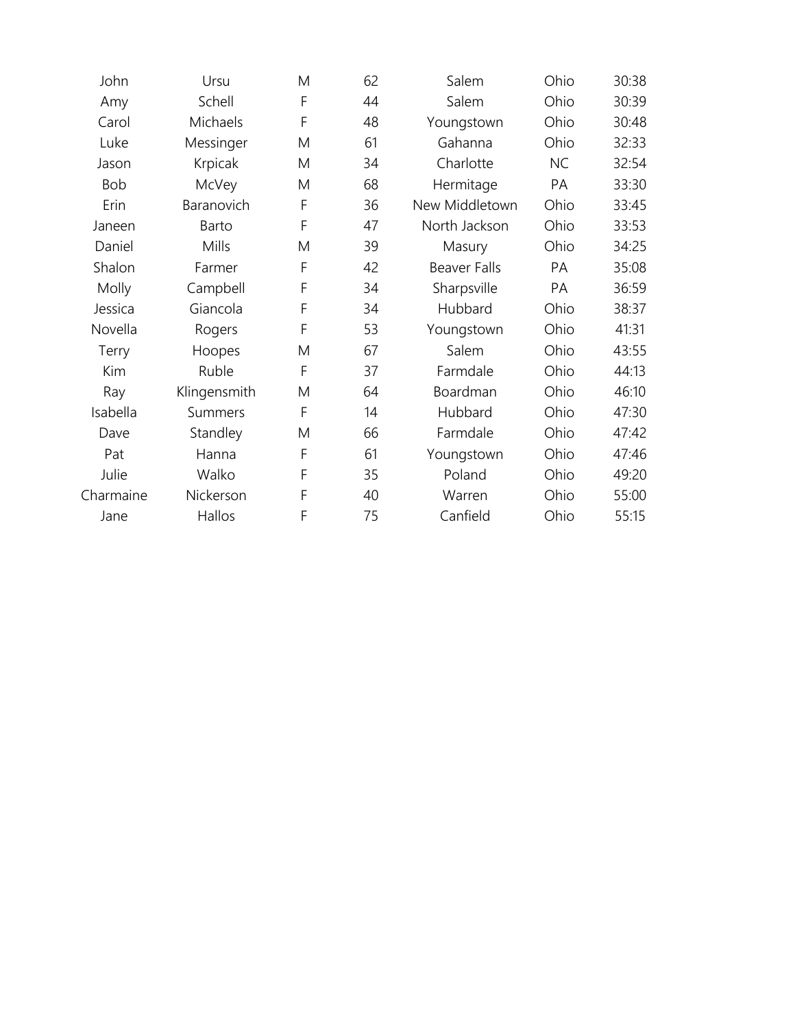| | | | | | | |
|---|---|---|---|---|---|---|
| John | Ursu | M | 62 | Salem | Ohio | 30:38 |
| Amy | Schell | F | 44 | Salem | Ohio | 30:39 |
| Carol | Michaels | F | 48 | Youngstown | Ohio | 30:48 |
| Luke | Messinger | M | 61 | Gahanna | Ohio | 32:33 |
| Jason | Krpicak | M | 34 | Charlotte | NC | 32:54 |
| Bob | McVey | M | 68 | Hermitage | PA | 33:30 |
| Erin | Baranovich | F | 36 | New Middletown | Ohio | 33:45 |
| Janeen | Barto | F | 47 | North Jackson | Ohio | 33:53 |
| Daniel | Mills | M | 39 | Masury | Ohio | 34:25 |
| Shalon | Farmer | F | 42 | Beaver Falls | PA | 35:08 |
| Molly | Campbell | F | 34 | Sharpsville | PA | 36:59 |
| Jessica | Giancola | F | 34 | Hubbard | Ohio | 38:37 |
| Novella | Rogers | F | 53 | Youngstown | Ohio | 41:31 |
| Terry | Hoopes | M | 67 | Salem | Ohio | 43:55 |
| Kim | Ruble | F | 37 | Farmdale | Ohio | 44:13 |
| Ray | Klingensmith | M | 64 | Boardman | Ohio | 46:10 |
| Isabella | Summers | F | 14 | Hubbard | Ohio | 47:30 |
| Dave | Standley | M | 66 | Farmdale | Ohio | 47:42 |
| Pat | Hanna | F | 61 | Youngstown | Ohio | 47:46 |
| Julie | Walko | F | 35 | Poland | Ohio | 49:20 |
| Charmaine | Nickerson | F | 40 | Warren | Ohio | 55:00 |
| Jane | Hallos | F | 75 | Canfield | Ohio | 55:15 |